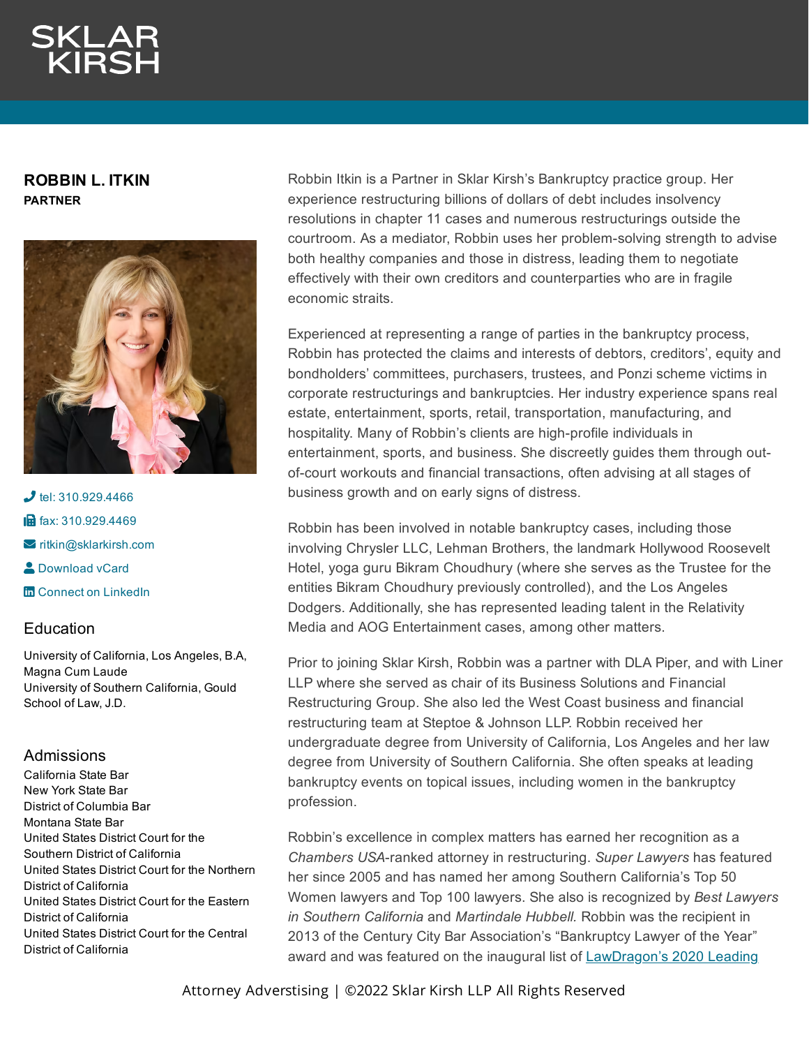# SKLAR KIRSH

## ROBBIN L. ITKIN

**PARTNER**

tel: 310.929.4466

fax: 310.929.4469

ritkin@sklarkirsh.com

Download vCard

Connect on LinkedIn

### Education

University of California, Los Angeles, B.A, Magna Cum Laude

University of Southern California, Gould School of Law, J.D.

### Admissions

California State Bar

New York State Bar

District of Columbia Bar

Montana State Bar

United States District Court for the Southern District of California

United States District Court for the Northern District of California

United States District Court for the Eastern District of California

United States District Court for the Central District of California

Robbin Itkin is a Partner in Sklar Kirsh's Bankruptcy practice group. Her experience restructuring billions of dollars of debt includes insolvency resolutions in chapter 11 cases and numerous restructurings outside the courtroom. As a mediator, Robbin uses her problem-solving strength to advise both healthy companies and those in distress, leading them to negotiate effectively with their own creditors and counterparties who are in fragile economic straits.

Experienced at representing a range of parties in the bankruptcy process, Robbin has protected the claims and interests of debtors, creditors', equity and bondholders' committees, purchasers, trustees, and Ponzi scheme victims in corporate restructurings and bankruptcies. Her industry experience spans real estate, entertainment, sports, retail, transportation, manufacturing, and hospitality. Many of Robbin's clients are high-profile individuals in entertainment, sports, and business. She discreetly guides them through out-of-court workouts and financial transactions, often advising at all stages of business growth and on early signs of distress.

Robbin has been involved in notable bankruptcy cases, including those involving Chrysler LLC, Lehman Brothers, the landmark Hollywood Roosevelt Hotel, yoga guru Bikram Choudhury (where she serves as the Trustee for the entities Bikram Choudhury previously controlled), and the Los Angeles Dodgers. Additionally, she has represented leading talent in the Relativity Media and AOG Entertainment cases, among other matters.

Prior to joining Sklar Kirsh, Robbin was a partner with DLA Piper, and with Liner LLP where she served as chair of its Business Solutions and Financial Restructuring Group. She also led the West Coast business and financial restructuring team at Steptoe & Johnson LLP. Robbin received her undergraduate degree from University of California, Los Angeles and her law degree from University of Southern California. She often speaks at leading bankruptcy events on topical issues, including women in the bankruptcy profession.

Robbin's excellence in complex matters has earned her recognition as a *Chambers USA*-ranked attorney in restructuring. *Super Lawyers* has featured her since 2005 and has named her among Southern California's Top 50 Women lawyers and Top 100 lawyers. She also is recognized by *Best Lawyers in Southern California* and *Martindale Hubbell.* Robbin was the recipient in 2013 of the Century City Bar Association's "Bankruptcy Lawyer of the Year" award and was featured on the inaugural list of LawDragon's 2020 Leading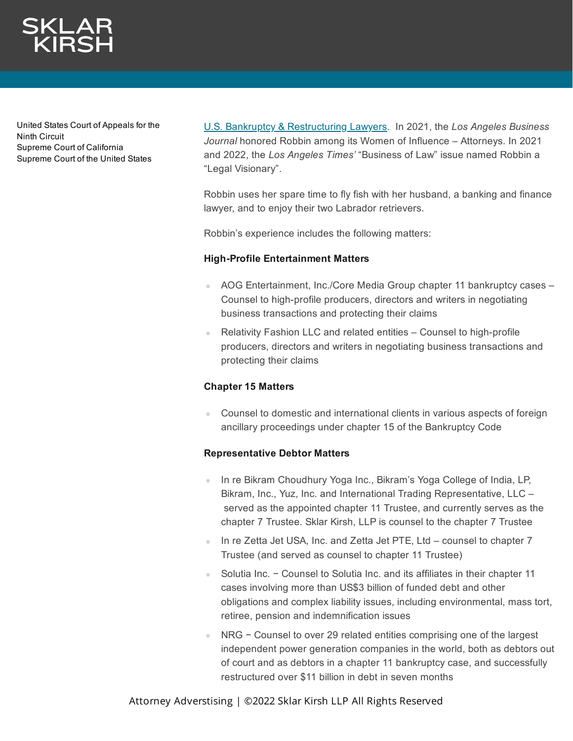United States Court of Appeals for the Ninth Circuit
Supreme Court of California
Supreme Court of the United States

U.S. Bankruptcy & Restructuring Lawyers. In 2021, the *Los Angeles Business Journal* honored Robbin among its Women of Influence – Attorneys. In 2021 and 2022, the *Los Angeles Times'* "Business of Law" issue named Robbin a "Legal Visionary".

Robbin uses her spare time to fly fish with her husband, a banking and finance lawyer, and to enjoy their two Labrador retrievers.

Robbin's experience includes the following matters:

**High-Profile Entertainment Matters**

- AOG Entertainment, Inc./Core Media Group chapter 11 bankruptcy cases – Counsel to high-profile producers, directors and writers in negotiating business transactions and protecting their claims
- Relativity Fashion LLC and related entities – Counsel to high-profile producers, directors and writers in negotiating business transactions and protecting their claims

**Chapter 15 Matters**

- Counsel to domestic and international clients in various aspects of foreign ancillary proceedings under chapter 15 of the Bankruptcy Code

**Representative Debtor Matters**

- In re Bikram Choudhury Yoga Inc., Bikram's Yoga College of India, LP, Bikram, Inc., Yuz, Inc. and International Trading Representative, LLC – served as the appointed chapter 11 Trustee, and currently serves as the chapter 7 Trustee. Sklar Kirsh, LLP is counsel to the chapter 7 Trustee
- In re Zetta Jet USA, Inc. and Zetta Jet PTE, Ltd – counsel to chapter 7 Trustee (and served as counsel to chapter 11 Trustee)
- Solutia Inc. − Counsel to Solutia Inc. and its affiliates in their chapter 11 cases involving more than US$3 billion of funded debt and other obligations and complex liability issues, including environmental, mass tort, retiree, pension and indemnification issues
- NRG − Counsel to over 29 related entities comprising one of the largest independent power generation companies in the world, both as debtors out of court and as debtors in a chapter 11 bankruptcy case, and successfully restructured over $11 billion in debt in seven months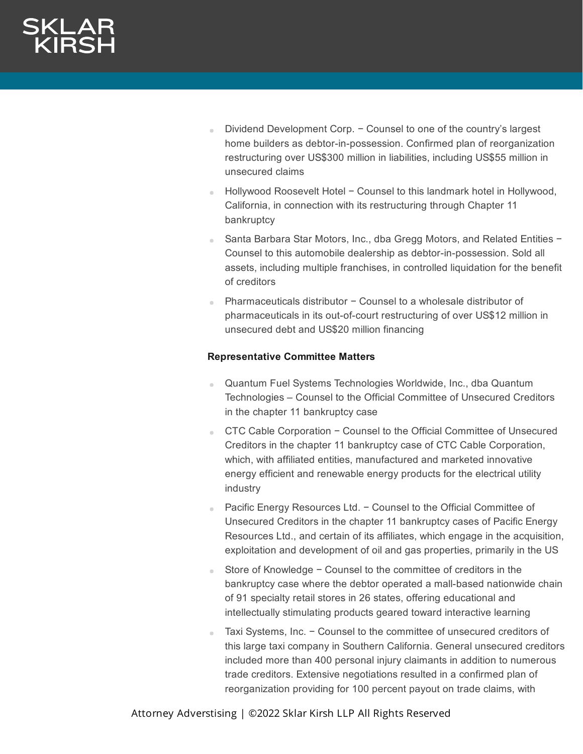- Dividend Development Corp. − Counsel to one of the country's largest home builders as debtor-in-possession. Confirmed plan of reorganization restructuring over US$300 million in liabilities, including US$55 million in unsecured claims
- Hollywood Roosevelt Hotel − Counsel to this landmark hotel in Hollywood, California, in connection with its restructuring through Chapter 11 bankruptcy
- Santa Barbara Star Motors, Inc., dba Gregg Motors, and Related Entities − Counsel to this automobile dealership as debtor-in-possession. Sold all assets, including multiple franchises, in controlled liquidation for the benefit of creditors
- Pharmaceuticals distributor − Counsel to a wholesale distributor of pharmaceuticals in its out-of-court restructuring of over US$12 million in unsecured debt and US$20 million financing

**Representative Committee Matters**

- Quantum Fuel Systems Technologies Worldwide, Inc., dba Quantum Technologies – Counsel to the Official Committee of Unsecured Creditors in the chapter 11 bankruptcy case
- CTC Cable Corporation − Counsel to the Official Committee of Unsecured Creditors in the chapter 11 bankruptcy case of CTC Cable Corporation, which, with affiliated entities, manufactured and marketed innovative energy efficient and renewable energy products for the electrical utility industry
- Pacific Energy Resources Ltd. − Counsel to the Official Committee of Unsecured Creditors in the chapter 11 bankruptcy cases of Pacific Energy Resources Ltd., and certain of its affiliates, which engage in the acquisition, exploitation and development of oil and gas properties, primarily in the US
- Store of Knowledge − Counsel to the committee of creditors in the bankruptcy case where the debtor operated a mall-based nationwide chain of 91 specialty retail stores in 26 states, offering educational and intellectually stimulating products geared toward interactive learning
- Taxi Systems, Inc. − Counsel to the committee of unsecured creditors of this large taxi company in Southern California. General unsecured creditors included more than 400 personal injury claimants in addition to numerous trade creditors. Extensive negotiations resulted in a confirmed plan of reorganization providing for 100 percent payout on trade claims, with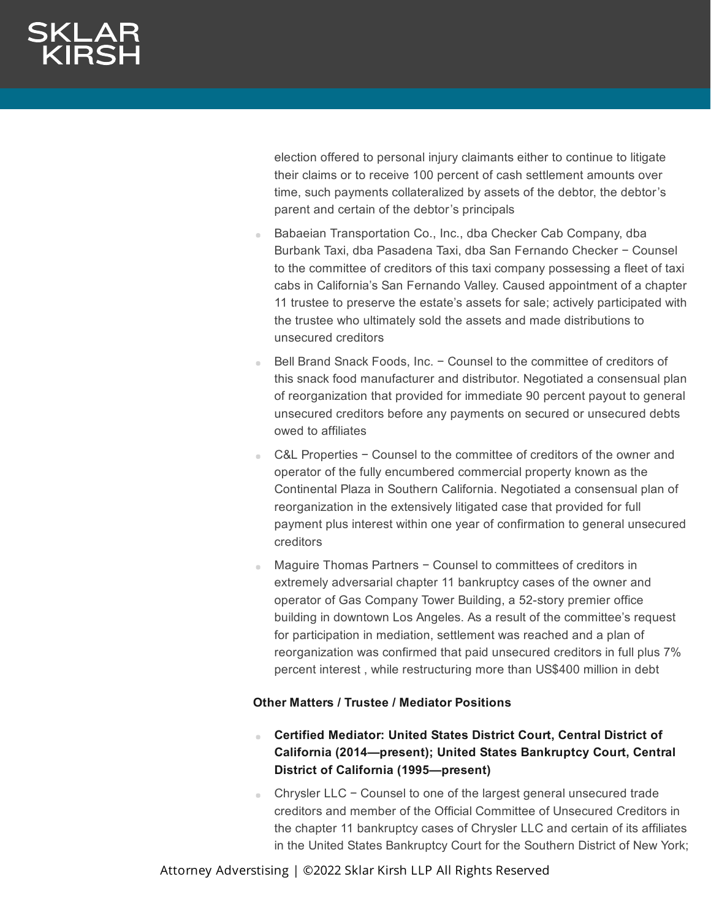election offered to personal injury claimants either to continue to litigate their claims or to receive 100 percent of cash settlement amounts over time, such payments collateralized by assets of the debtor, the debtor's parent and certain of the debtor's principals

- Babaeian Transportation Co., Inc., dba Checker Cab Company, dba Burbank Taxi, dba Pasadena Taxi, dba San Fernando Checker − Counsel to the committee of creditors of this taxi company possessing a fleet of taxi cabs in California's San Fernando Valley. Caused appointment of a chapter 11 trustee to preserve the estate's assets for sale; actively participated with the trustee who ultimately sold the assets and made distributions to unsecured creditors
- Bell Brand Snack Foods, Inc. − Counsel to the committee of creditors of this snack food manufacturer and distributor. Negotiated a consensual plan of reorganization that provided for immediate 90 percent payout to general unsecured creditors before any payments on secured or unsecured debts owed to affiliates
- C&L Properties − Counsel to the committee of creditors of the owner and operator of the fully encumbered commercial property known as the Continental Plaza in Southern California. Negotiated a consensual plan of reorganization in the extensively litigated case that provided for full payment plus interest within one year of confirmation to general unsecured creditors
- Maguire Thomas Partners − Counsel to committees of creditors in extremely adversarial chapter 11 bankruptcy cases of the owner and operator of Gas Company Tower Building, a 52-story premier office building in downtown Los Angeles. As a result of the committee's request for participation in mediation, settlement was reached and a plan of reorganization was confirmed that paid unsecured creditors in full plus 7% percent interest , while restructuring more than US$400 million in debt

**Other Matters / Trustee / Mediator Positions**

- **Certified Mediator: United States District Court, Central District of California (2014—present); United States Bankruptcy Court, Central District of California (1995—present)**
- Chrysler LLC − Counsel to one of the largest general unsecured trade creditors and member of the Official Committee of Unsecured Creditors in the chapter 11 bankruptcy cases of Chrysler LLC and certain of its affiliates in the United States Bankruptcy Court for the Southern District of New York;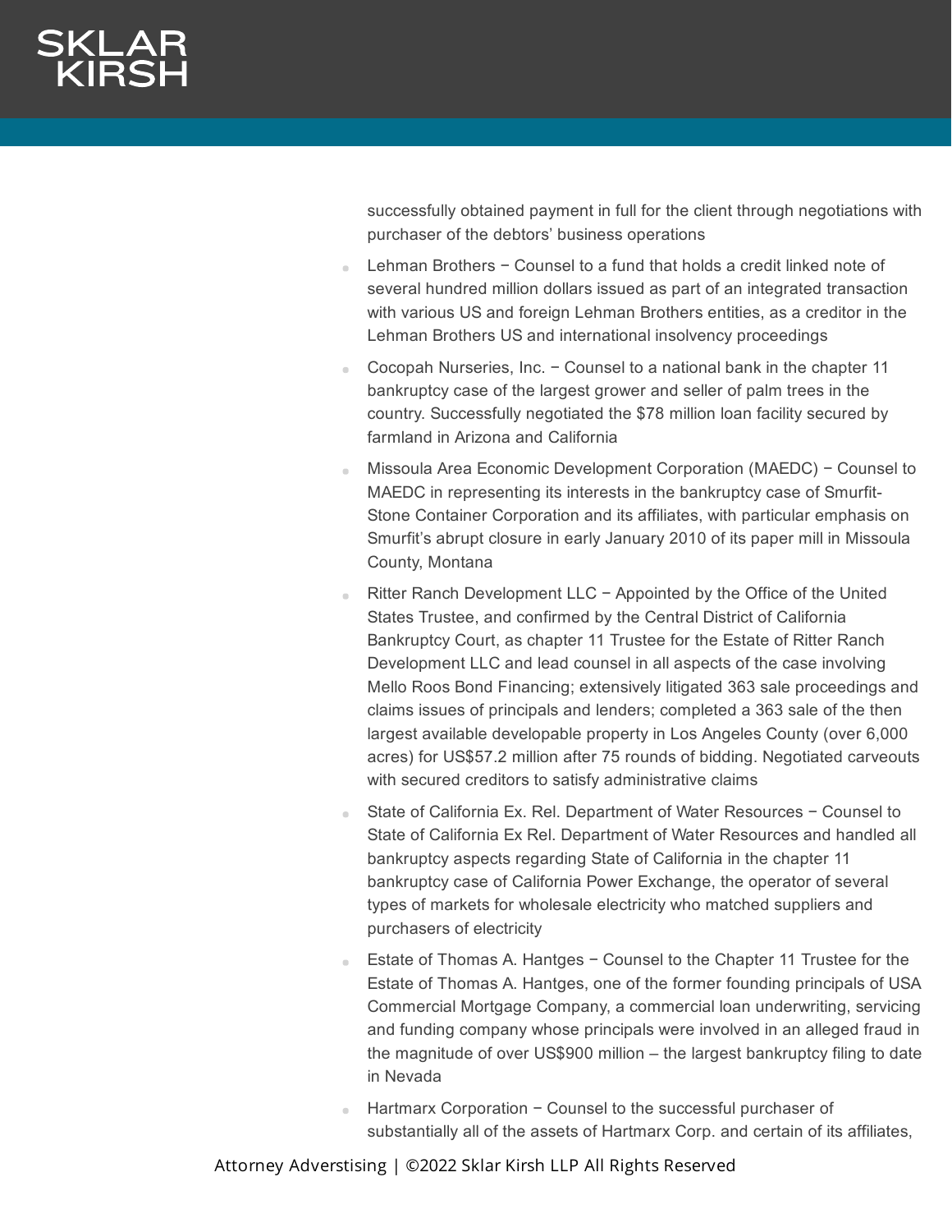successfully obtained payment in full for the client through negotiations with purchaser of the debtors' business operations

- Lehman Brothers − Counsel to a fund that holds a credit linked note of several hundred million dollars issued as part of an integrated transaction with various US and foreign Lehman Brothers entities, as a creditor in the Lehman Brothers US and international insolvency proceedings
- Cocopah Nurseries, Inc. − Counsel to a national bank in the chapter 11 bankruptcy case of the largest grower and seller of palm trees in the country. Successfully negotiated the $78 million loan facility secured by farmland in Arizona and California
- Missoula Area Economic Development Corporation (MAEDC) − Counsel to MAEDC in representing its interests in the bankruptcy case of Smurfit-Stone Container Corporation and its affiliates, with particular emphasis on Smurfit's abrupt closure in early January 2010 of its paper mill in Missoula County, Montana
- Ritter Ranch Development LLC − Appointed by the Office of the United States Trustee, and confirmed by the Central District of California Bankruptcy Court, as chapter 11 Trustee for the Estate of Ritter Ranch Development LLC and lead counsel in all aspects of the case involving Mello Roos Bond Financing; extensively litigated 363 sale proceedings and claims issues of principals and lenders; completed a 363 sale of the then largest available developable property in Los Angeles County (over 6,000 acres) for US$57.2 million after 75 rounds of bidding. Negotiated carveouts with secured creditors to satisfy administrative claims
- State of California Ex. Rel. Department of Water Resources − Counsel to State of California Ex Rel. Department of Water Resources and handled all bankruptcy aspects regarding State of California in the chapter 11 bankruptcy case of California Power Exchange, the operator of several types of markets for wholesale electricity who matched suppliers and purchasers of electricity
- Estate of Thomas A. Hantges − Counsel to the Chapter 11 Trustee for the Estate of Thomas A. Hantges, one of the former founding principals of USA Commercial Mortgage Company, a commercial loan underwriting, servicing and funding company whose principals were involved in an alleged fraud in the magnitude of over US$900 million – the largest bankruptcy filing to date in Nevada
- Hartmarx Corporation − Counsel to the successful purchaser of substantially all of the assets of Hartmarx Corp. and certain of its affiliates,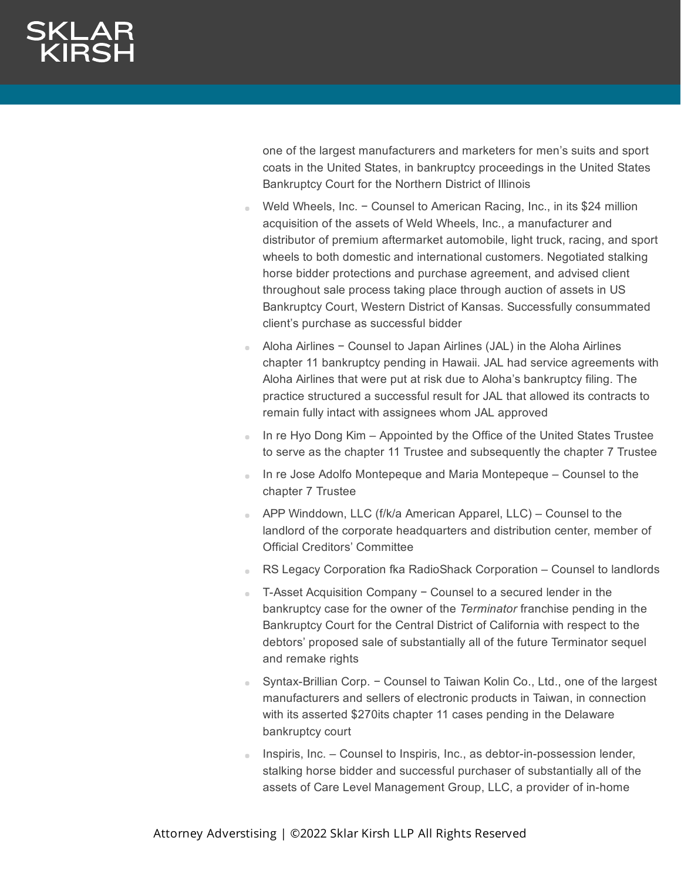one of the largest manufacturers and marketers for men's suits and sport coats in the United States, in bankruptcy proceedings in the United States Bankruptcy Court for the Northern District of Illinois

- Weld Wheels, Inc. − Counsel to American Racing, Inc., in its $24 million acquisition of the assets of Weld Wheels, Inc., a manufacturer and distributor of premium aftermarket automobile, light truck, racing, and sport wheels to both domestic and international customers. Negotiated stalking horse bidder protections and purchase agreement, and advised client throughout sale process taking place through auction of assets in US Bankruptcy Court, Western District of Kansas. Successfully consummated client's purchase as successful bidder
- Aloha Airlines − Counsel to Japan Airlines (JAL) in the Aloha Airlines chapter 11 bankruptcy pending in Hawaii. JAL had service agreements with Aloha Airlines that were put at risk due to Aloha's bankruptcy filing. The practice structured a successful result for JAL that allowed its contracts to remain fully intact with assignees whom JAL approved
- In re Hyo Dong Kim – Appointed by the Office of the United States Trustee to serve as the chapter 11 Trustee and subsequently the chapter 7 Trustee
- In re Jose Adolfo Montepeque and Maria Montepeque – Counsel to the chapter 7 Trustee
- APP Winddown, LLC (f/k/a American Apparel, LLC) – Counsel to the landlord of the corporate headquarters and distribution center, member of Official Creditors' Committee
- RS Legacy Corporation fka RadioShack Corporation – Counsel to landlords
- T-Asset Acquisition Company − Counsel to a secured lender in the bankruptcy case for the owner of the *Terminator* franchise pending in the Bankruptcy Court for the Central District of California with respect to the debtors' proposed sale of substantially all of the future Terminator sequel and remake rights
- Syntax-Brillian Corp. − Counsel to Taiwan Kolin Co., Ltd., one of the largest manufacturers and sellers of electronic products in Taiwan, in connection with its asserted $270its chapter 11 cases pending in the Delaware bankruptcy court
- Inspiris, Inc. – Counsel to Inspiris, Inc., as debtor-in-possession lender, stalking horse bidder and successful purchaser of substantially all of the assets of Care Level Management Group, LLC, a provider of in-home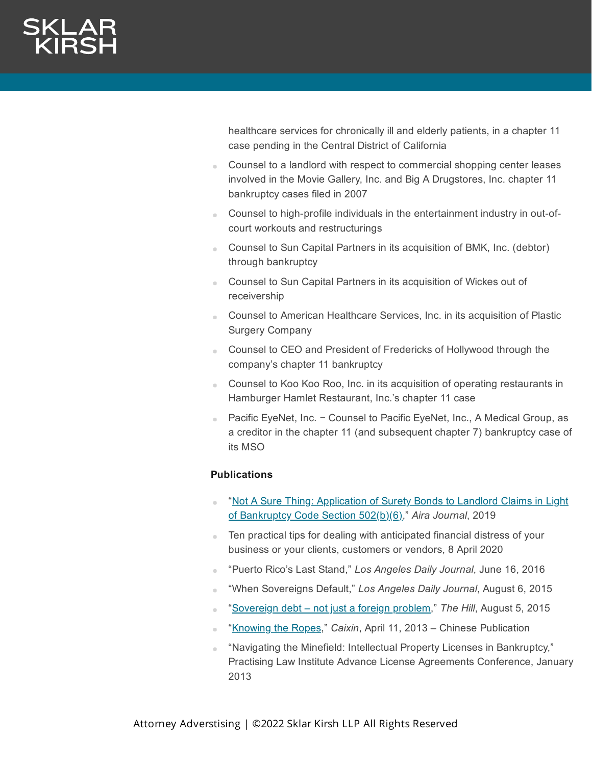healthcare services for chronically ill and elderly patients, in a chapter 11 case pending in the Central District of California

- Counsel to a landlord with respect to commercial shopping center leases involved in the Movie Gallery, Inc. and Big A Drugstores, Inc. chapter 11 bankruptcy cases filed in 2007
- Counsel to high-profile individuals in the entertainment industry in out-of-court workouts and restructurings
- Counsel to Sun Capital Partners in its acquisition of BMK, Inc. (debtor) through bankruptcy
- Counsel to Sun Capital Partners in its acquisition of Wickes out of receivership
- Counsel to American Healthcare Services, Inc. in its acquisition of Plastic Surgery Company
- Counsel to CEO and President of Fredericks of Hollywood through the company's chapter 11 bankruptcy
- Counsel to Koo Koo Roo, Inc. in its acquisition of operating restaurants in Hamburger Hamlet Restaurant, Inc.'s chapter 11 case
- Pacific EyeNet, Inc. − Counsel to Pacific EyeNet, Inc., A Medical Group, as a creditor in the chapter 11 (and subsequent chapter 7) bankruptcy case of its MSO

**Publications**

- "Not A Sure Thing: Application of Surety Bonds to Landlord Claims in Light of Bankruptcy Code Section 502(b)(6)," *Aira Journal*, 2019
- Ten practical tips for dealing with anticipated financial distress of your business or your clients, customers or vendors, 8 April 2020
- "Puerto Rico's Last Stand," *Los Angeles Daily Journal*, June 16, 2016
- "When Sovereigns Default," *Los Angeles Daily Journal*, August 6, 2015
- "Sovereign debt – not just a foreign problem," *The Hill*, August 5, 2015
- "Knowing the Ropes," *Caixin*, April 11, 2013 – Chinese Publication
- "Navigating the Minefield: Intellectual Property Licenses in Bankruptcy," Practising Law Institute Advance License Agreements Conference, January 2013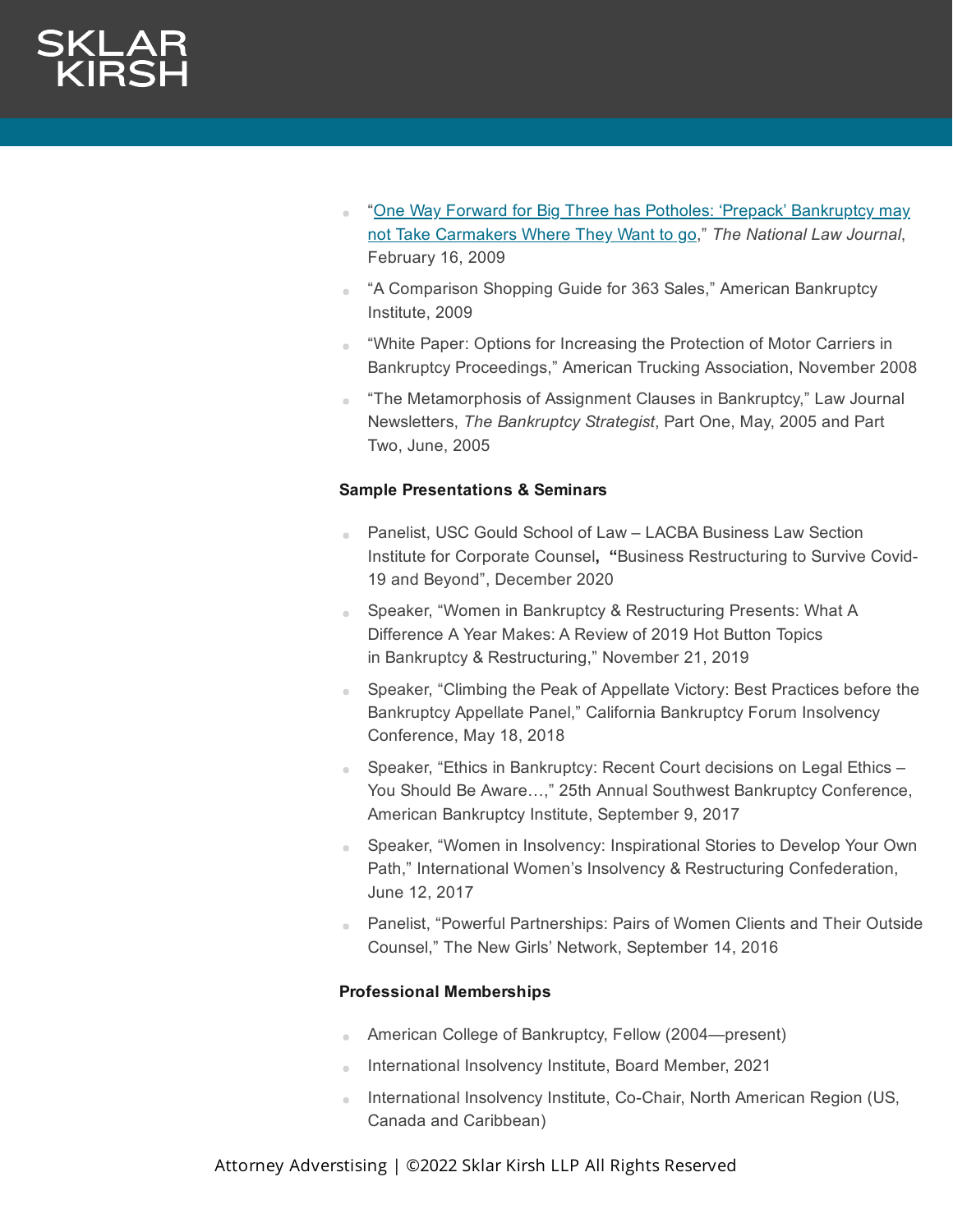- "One Way Forward for Big Three has Potholes: 'Prepack' Bankruptcy may not Take Carmakers Where They Want to go," *The National Law Journal*, February 16, 2009
- "A Comparison Shopping Guide for 363 Sales," American Bankruptcy Institute, 2009
- "White Paper: Options for Increasing the Protection of Motor Carriers in Bankruptcy Proceedings," American Trucking Association, November 2008
- "The Metamorphosis of Assignment Clauses in Bankruptcy," Law Journal Newsletters, *The Bankruptcy Strategist*, Part One, May, 2005 and Part Two, June, 2005

**Sample Presentations & Seminars**

- Panelist, USC Gould School of Law – LACBA Business Law Section Institute for Corporate Counsel**, "**Business Restructuring to Survive Covid-19 and Beyond", December 2020
- Speaker, "Women in Bankruptcy & Restructuring Presents: What A Difference A Year Makes: A Review of 2019 Hot Button Topics in Bankruptcy & Restructuring," November 21, 2019
- Speaker, "Climbing the Peak of Appellate Victory: Best Practices before the Bankruptcy Appellate Panel," California Bankruptcy Forum Insolvency Conference, May 18, 2018
- Speaker, "Ethics in Bankruptcy: Recent Court decisions on Legal Ethics – You Should Be Aware…," 25th Annual Southwest Bankruptcy Conference, American Bankruptcy Institute, September 9, 2017
- Speaker, "Women in Insolvency: Inspirational Stories to Develop Your Own Path," International Women's Insolvency & Restructuring Confederation, June 12, 2017
- Panelist, "Powerful Partnerships: Pairs of Women Clients and Their Outside Counsel," The New Girls' Network, September 14, 2016

**Professional Memberships**

- American College of Bankruptcy, Fellow (2004—present)
- International Insolvency Institute, Board Member, 2021
- International Insolvency Institute, Co-Chair, North American Region (US, Canada and Caribbean)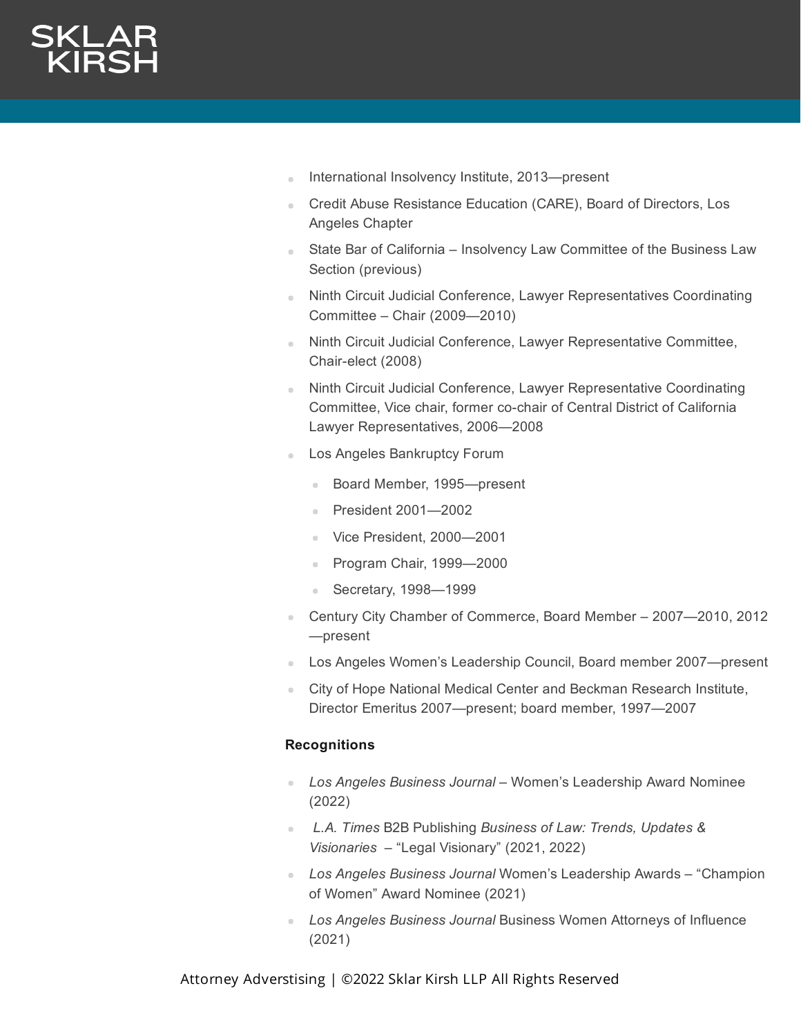- International Insolvency Institute, 2013—present
- Credit Abuse Resistance Education (CARE), Board of Directors, Los Angeles Chapter
- State Bar of California – Insolvency Law Committee of the Business Law Section (previous)
- Ninth Circuit Judicial Conference, Lawyer Representatives Coordinating Committee – Chair (2009—2010)
- Ninth Circuit Judicial Conference, Lawyer Representative Committee, Chair-elect (2008)
- Ninth Circuit Judicial Conference, Lawyer Representative Coordinating Committee, Vice chair, former co-chair of Central District of California Lawyer Representatives, 2006—2008
- Los Angeles Bankruptcy Forum
  - Board Member, 1995—present
  - President 2001—2002
  - Vice President, 2000—2001
  - Program Chair, 1999—2000
  - Secretary, 1998—1999
- Century City Chamber of Commerce, Board Member – 2007—2010, 2012—present
- Los Angeles Women's Leadership Council, Board member 2007—present
- City of Hope National Medical Center and Beckman Research Institute, Director Emeritus 2007—present; board member, 1997—2007

**Recognitions**

- *Los Angeles Business Journal* – Women's Leadership Award Nominee (2022)
- *L.A. Times* B2B Publishing *Business of Law: Trends, Updates & Visionaries* – "Legal Visionary" (2021, 2022)
- *Los Angeles Business Journal* Women's Leadership Awards – "Champion of Women" Award Nominee (2021)
- *Los Angeles Business Journal* Business Women Attorneys of Influence (2021)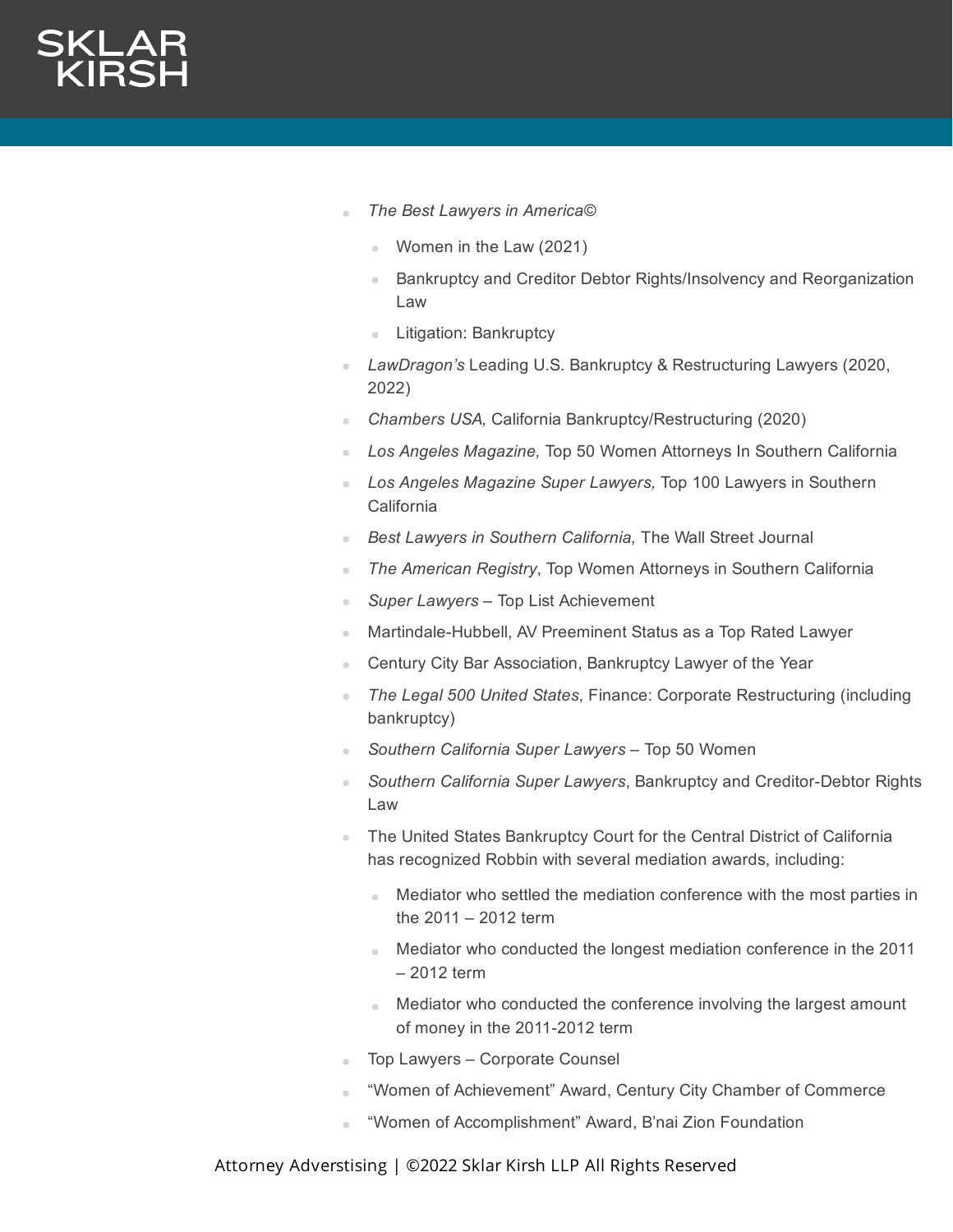- *The Best Lawyers in America©*
  - Women in the Law (2021)
  - Bankruptcy and Creditor Debtor Rights/Insolvency and Reorganization Law
  - Litigation: Bankruptcy
- *LawDragon's* Leading U.S. Bankruptcy & Restructuring Lawyers (2020, 2022)
- *Chambers USA,* California Bankruptcy/Restructuring (2020)
- *Los Angeles Magazine,* Top 50 Women Attorneys In Southern California
- *Los Angeles Magazine Super Lawyers,* Top 100 Lawyers in Southern California
- *Best Lawyers in Southern California,* The Wall Street Journal
- *The American Registry*, Top Women Attorneys in Southern California
- *Super Lawyers* – Top List Achievement
- Martindale-Hubbell, AV Preeminent Status as a Top Rated Lawyer
- Century City Bar Association, Bankruptcy Lawyer of the Year
- *The Legal 500 United States*, Finance: Corporate Restructuring (including bankruptcy)
- *Southern California Super Lawyers* – Top 50 Women
- *Southern California Super Lawyers*, Bankruptcy and Creditor-Debtor Rights Law
- The United States Bankruptcy Court for the Central District of California has recognized Robbin with several mediation awards, including:
  - Mediator who settled the mediation conference with the most parties in the 2011 – 2012 term
  - Mediator who conducted the longest mediation conference in the 2011 – 2012 term
  - Mediator who conducted the conference involving the largest amount of money in the 2011-2012 term
- Top Lawyers – Corporate Counsel
- "Women of Achievement" Award, Century City Chamber of Commerce
- "Women of Accomplishment" Award, B'nai Zion Foundation